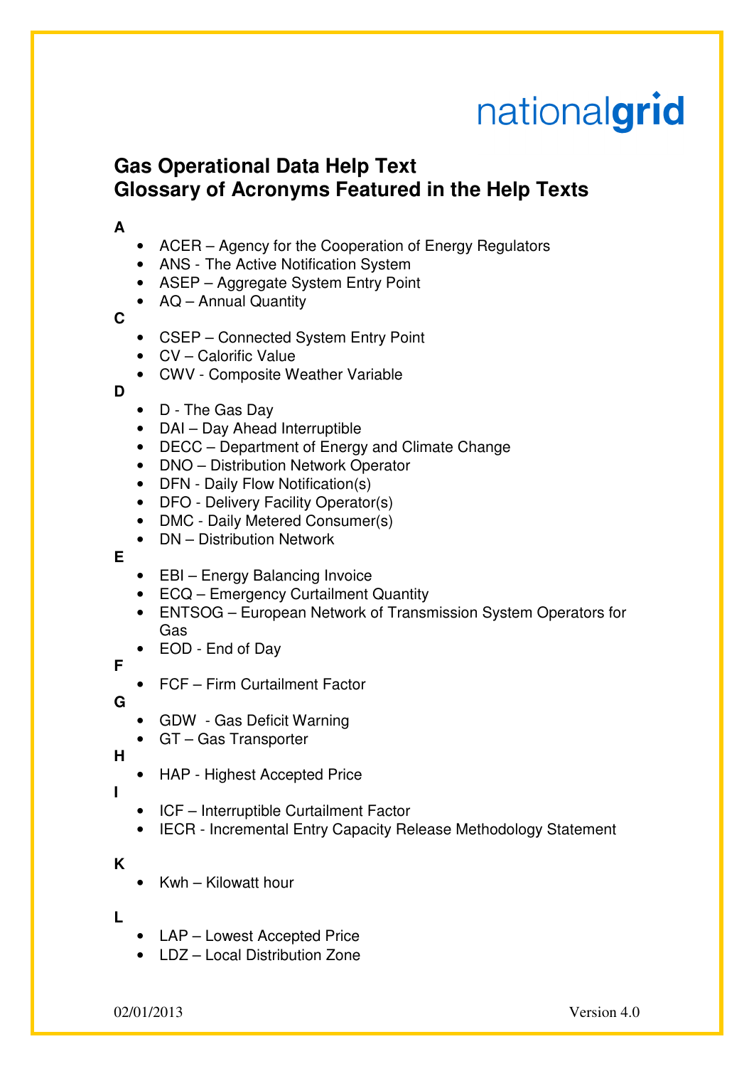nationalgrid

# Gas Operational Data Help Text
# Glossary of Acronyms Featured in the Help Texts

**A**

- ACER – Agency for the Cooperation of Energy Regulators
- ANS - The Active Notification System
- ASEP – Aggregate System Entry Point
- AQ – Annual Quantity

**C**

- CSEP – Connected System Entry Point
- CV – Calorific Value
- CWV - Composite Weather Variable

**D**

- D - The Gas Day
- DAI – Day Ahead Interruptible
- DECC – Department of Energy and Climate Change
- DNO – Distribution Network Operator
- DFN - Daily Flow Notification(s)
- DFO - Delivery Facility Operator(s)
- DMC - Daily Metered Consumer(s)
- DN – Distribution Network

**E**

- EBI – Energy Balancing Invoice
- ECQ – Emergency Curtailment Quantity
- ENTSOG – European Network of Transmission System Operators for Gas
- EOD - End of Day

**F**

- FCF – Firm Curtailment Factor

**G**

- GDW - Gas Deficit Warning
- GT – Gas Transporter

**H**

- HAP - Highest Accepted Price

**I**

- ICF – Interruptible Curtailment Factor
- IECR - Incremental Entry Capacity Release Methodology Statement

**K**

- Kwh – Kilowatt hour

**L**

- LAP – Lowest Accepted Price
- LDZ – Local Distribution Zone

02/01/2013 Version 4.0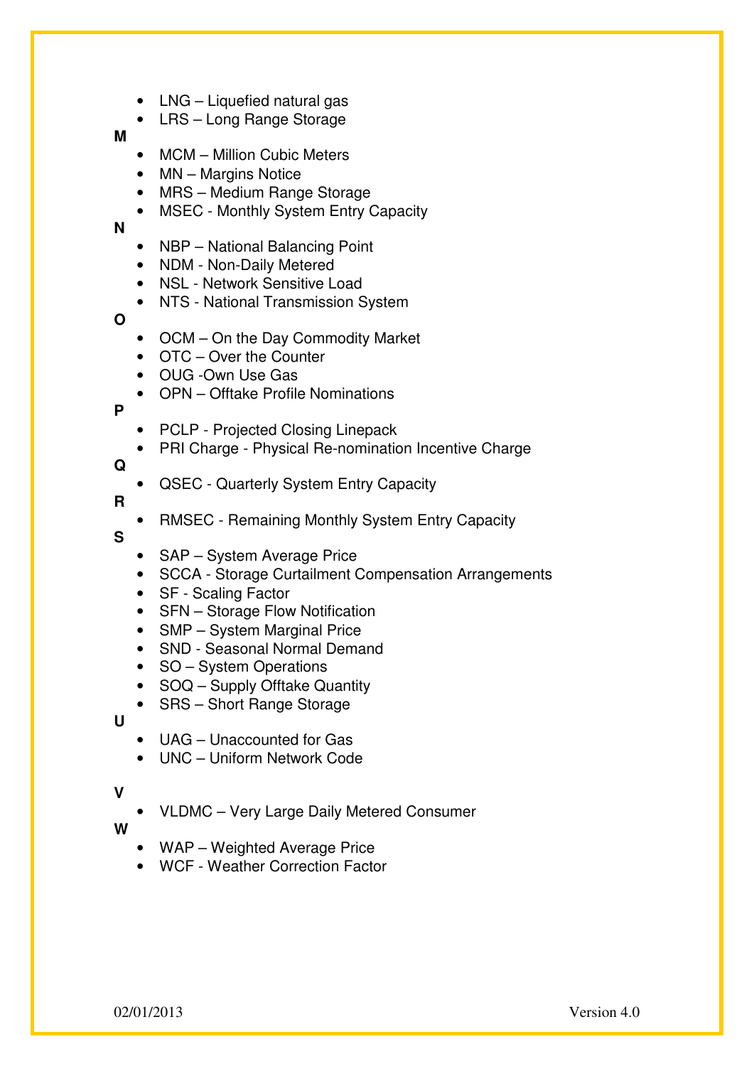- LNG – Liquefied natural gas
- LRS – Long Range Storage

**M**

- MCM – Million Cubic Meters
- MN – Margins Notice
- MRS – Medium Range Storage
- MSEC - Monthly System Entry Capacity

**N**

- NBP – National Balancing Point
- NDM - Non-Daily Metered
- NSL - Network Sensitive Load
- NTS - National Transmission System

**O**

- OCM – On the Day Commodity Market
- OTC – Over the Counter
- OUG -Own Use Gas
- OPN – Offtake Profile Nominations

**P**

- PCLP - Projected Closing Linepack
- PRI Charge - Physical Re-nomination Incentive Charge

**Q**

- QSEC - Quarterly System Entry Capacity

**R**

- RMSEC - Remaining Monthly System Entry Capacity

**S**

- SAP – System Average Price
- SCCA - Storage Curtailment Compensation Arrangements
- SF - Scaling Factor
- SFN – Storage Flow Notification
- SMP – System Marginal Price
- SND - Seasonal Normal Demand
- SO – System Operations
- SOQ – Supply Offtake Quantity
- SRS – Short Range Storage

**U**

- UAG – Unaccounted for Gas
- UNC – Uniform Network Code

**V**

- VLDMC – Very Large Daily Metered Consumer

**W**

- WAP – Weighted Average Price
- WCF - Weather Correction Factor

02/01/2013 Version 4.0